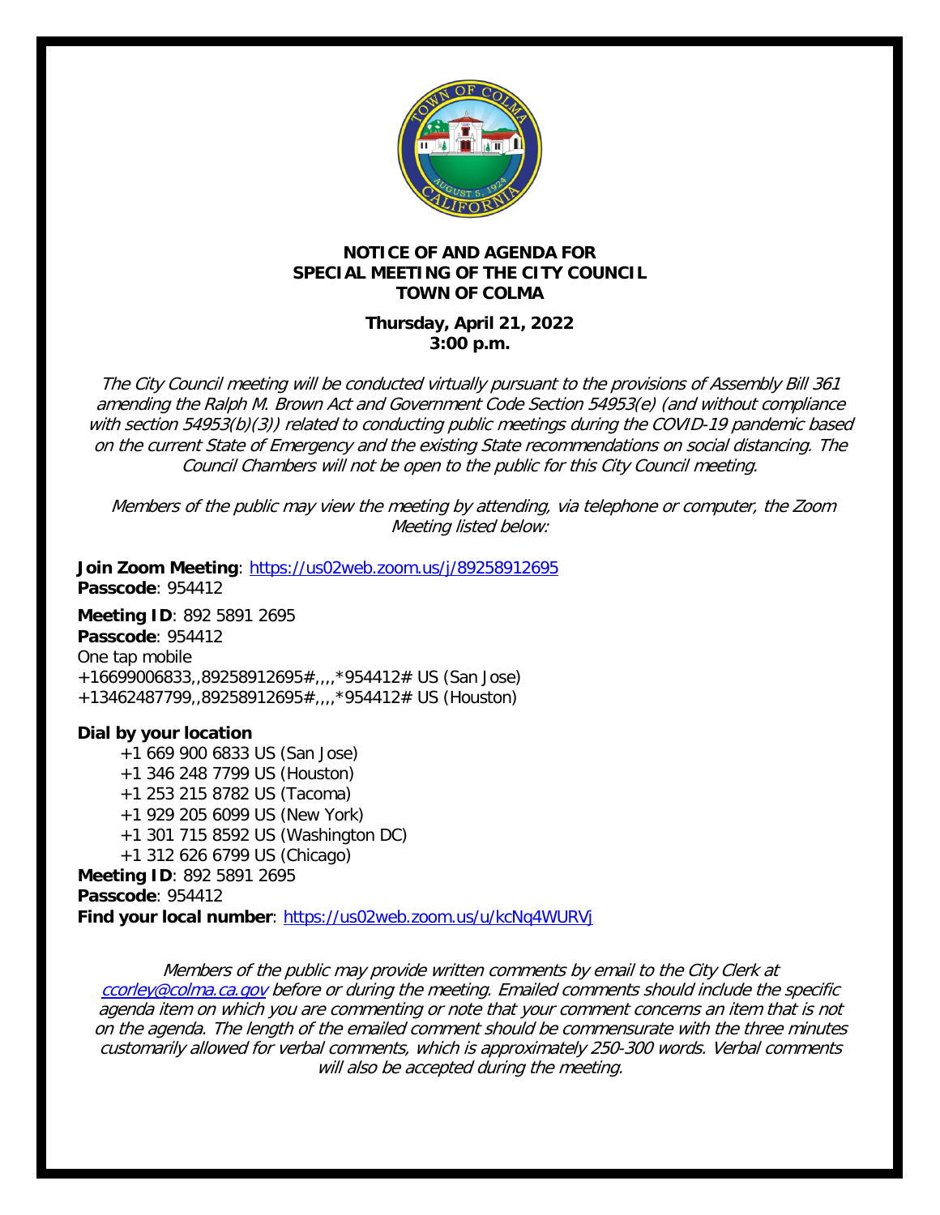**NOTICE OF AND AGENDA FOR**
**SPECIAL MEETING OF THE CITY COUNCIL**
**TOWN OF COLMA**

**Thursday, April 21, 2022**
**3:00 p.m.**

*The City Council meeting will be conducted virtually pursuant to the provisions of Assembly Bill 361 amending the Ralph M. Brown Act and Government Code Section 54953(e) (and without compliance with section 54953(b)(3)) related to conducting public meetings during the COVID-19 pandemic based on the current State of Emergency and the existing State recommendations on social distancing. The Council Chambers will not be open to the public for this City Council meeting.*

*Members of the public may view the meeting by attending, via telephone or computer, the Zoom Meeting listed below:*

**Join Zoom Meeting**: https://us02web.zoom.us/j/89258912695
**Passcode**: 954412

**Meeting ID**: 892 5891 2695
**Passcode**: 954412
One tap mobile
+16699006833,,89258912695#,,,,*954412# US (San Jose)
+13462487799,,89258912695#,,,,*954412# US (Houston)

**Dial by your location**

+1 669 900 6833 US (San Jose)
+1 346 248 7799 US (Houston)
+1 253 215 8782 US (Tacoma)
+1 929 205 6099 US (New York)
+1 301 715 8592 US (Washington DC)
+1 312 626 6799 US (Chicago)

**Meeting ID**: 892 5891 2695
**Passcode**: 954412
**Find your local number**: https://us02web.zoom.us/u/kcNq4WURVj

*Members of the public may provide written comments by email to the City Clerk at ccorley@colma.ca.gov before or during the meeting. Emailed comments should include the specific agenda item on which you are commenting or note that your comment concerns an item that is not on the agenda. The length of the emailed comment should be commensurate with the three minutes customarily allowed for verbal comments, which is approximately 250-300 words. Verbal comments will also be accepted during the meeting.*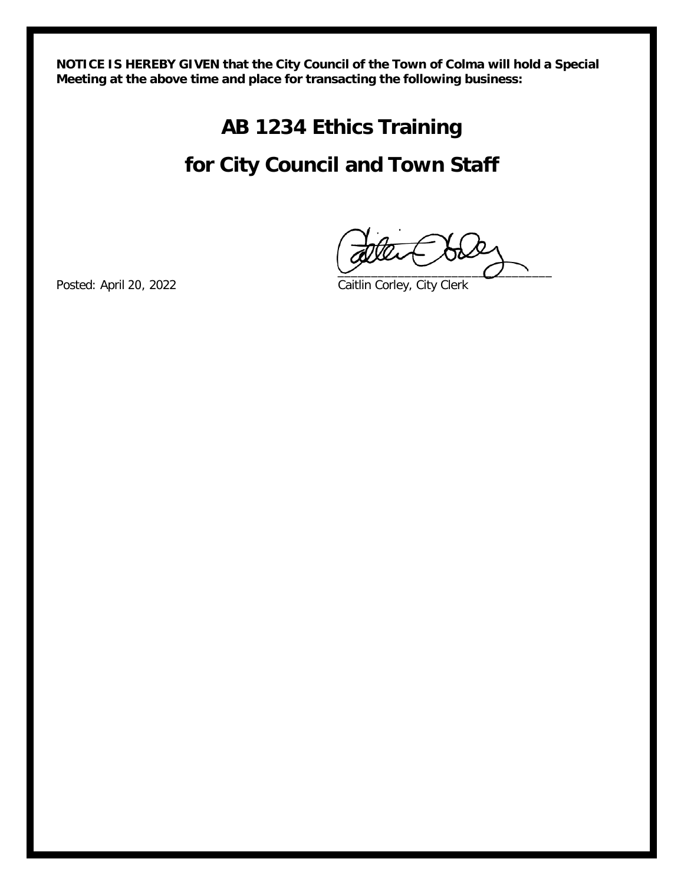**NOTICE IS HEREBY GIVEN that the City Council of the Town of Colma will hold a Special Meeting at the above time and place for transacting the following business:**

# AB 1234 Ethics Training

# for City Council and Town Staff

Posted: April 20, 2022

\_\_\_\_\_\_\_\_\_\_\_\_\_\_\_\_\_\_\_\_\_\_\_\_\_\_\_\_\_\_\_\_
Caitlin Corley, City Clerk